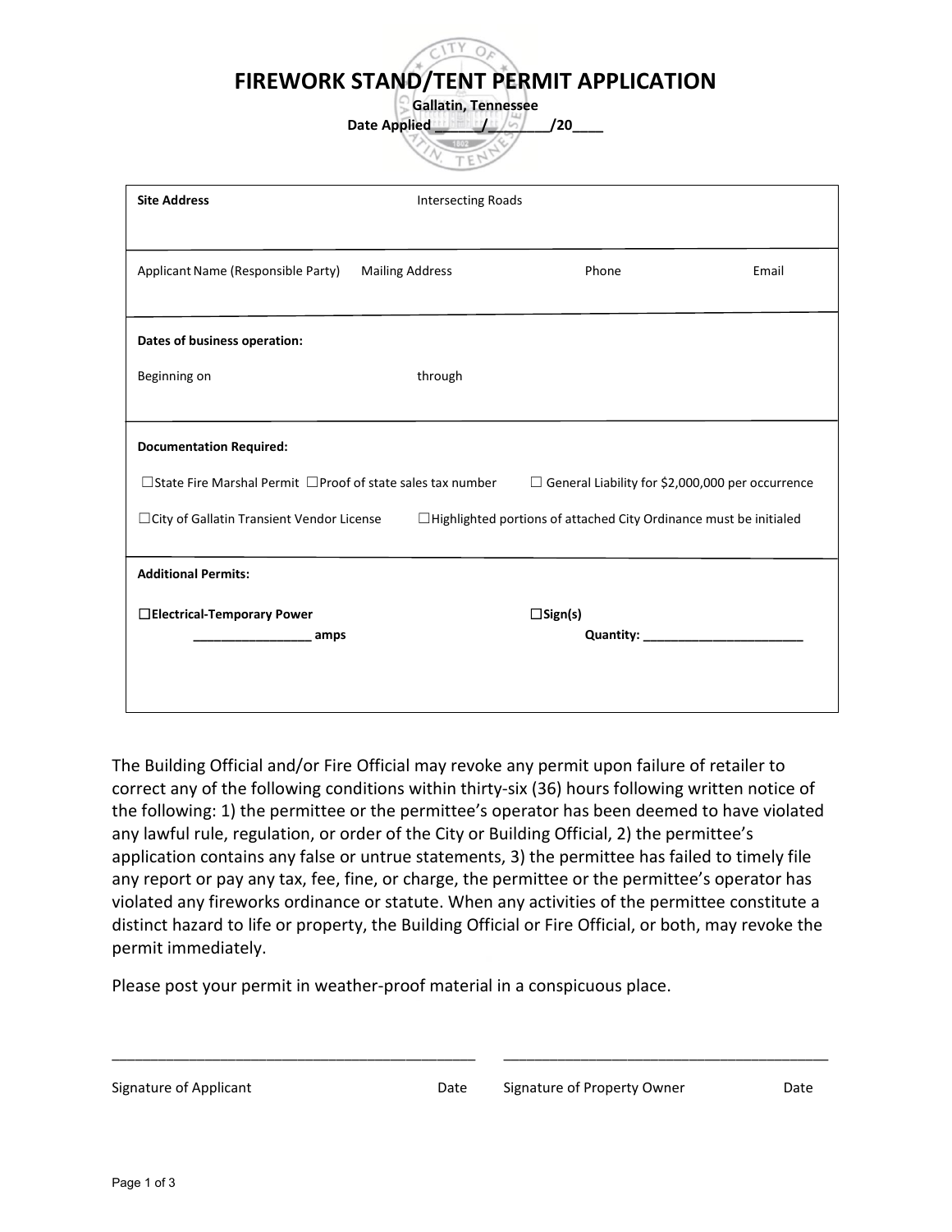# FIREWORK STAND/TENT PERMIT APPLICATION

**Gallatin, Tennessee**

**Date Applied \_\_\_\_\_/\_\_\_\_\_\_\_\_/20\_\_\_\_**

| **Site Address** | Intersecting Roads | | |
|---|---|---|---|
| Applicant Name (Responsible Party) | Mailing Address | Phone | Email |

**Dates of business operation:**

Beginning on through

**Documentation Required:**

☐State Fire Marshal Permit ☐Proof of state sales tax number ☐ General Liability for $2,000,000 per occurrence

☐City of Gallatin Transient Vendor License ☐Highlighted portions of attached City Ordinance must be initialed

**Additional Permits:**

**☐Electrical-Temporary Power**
**\_\_\_\_\_\_\_\_\_\_\_\_\_\_\_\_\_ amps**

**☐Sign(s)**
**Quantity: \_\_\_\_\_\_\_\_\_\_\_\_\_\_\_\_\_\_\_\_\_\_\_**

The Building Official and/or Fire Official may revoke any permit upon failure of retailer to correct any of the following conditions within thirty-six (36) hours following written notice of the following: 1) the permittee or the permittee's operator has been deemed to have violated any lawful rule, regulation, or order of the City or Building Official, 2) the permittee's application contains any false or untrue statements, 3) the permittee has failed to timely file any report or pay any tax, fee, fine, or charge, the permittee or the permittee's operator has violated any fireworks ordinance or statute. When any activities of the permittee constitute a distinct hazard to life or property, the Building Official or Fire Official, or both, may revoke the permit immediately.

Please post your permit in weather-proof material in a conspicuous place.

\_\_\_\_\_\_\_\_\_\_\_\_\_\_\_\_\_\_\_\_\_\_\_\_\_\_\_\_\_\_\_\_\_\_\_\_\_\_\_\_\_\_\_\_\_\_ \_\_\_\_\_\_\_\_\_\_\_\_\_\_\_\_\_\_\_\_\_\_\_\_\_\_\_\_\_\_\_\_\_\_\_\_\_\_\_\_\_\_\_\_

Signature of Applicant Date Signature of Property Owner Date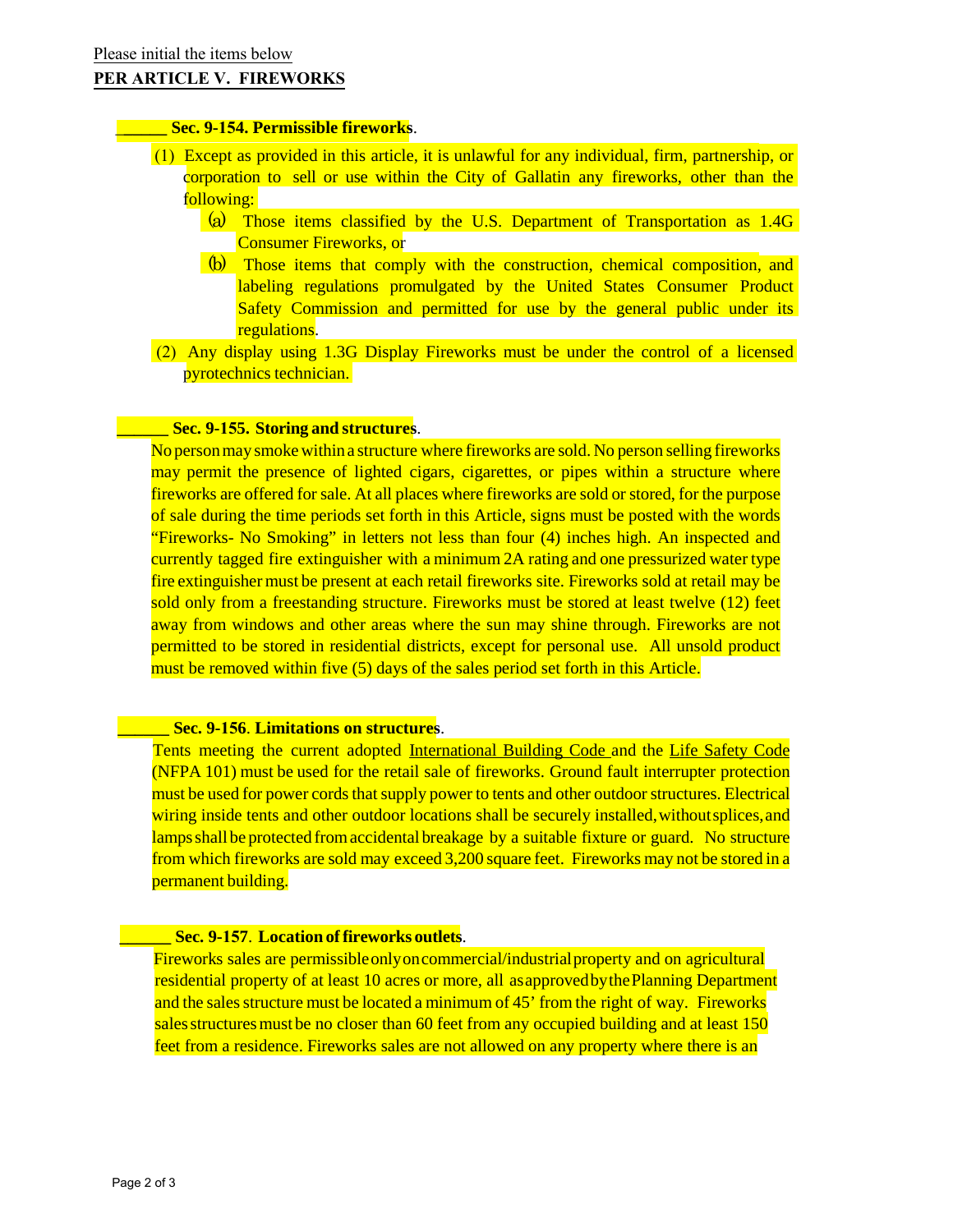Please initial the items below

**PER ARTICLE V. FIREWORKS**

______ **Sec. 9-154. Permissible fireworks**.

(1) Except as provided in this article, it is unlawful for any individual, firm, partnership, or corporation to sell or use within the City of Gallatin any fireworks, other than the following:

   (a) Those items classified by the U.S. Department of Transportation as 1.4G Consumer Fireworks, or

   (b) Those items that comply with the construction, chemical composition, and labeling regulations promulgated by the United States Consumer Product Safety Commission and permitted for use by the general public under its regulations.

(2) Any display using 1.3G Display Fireworks must be under the control of a licensed pyrotechnics technician.

______ **Sec. 9-155. Storing and structures**.

No person may smoke within a structure where fireworks are sold. No person selling fireworks may permit the presence of lighted cigars, cigarettes, or pipes within a structure where fireworks are offered for sale. At all places where fireworks are sold or stored, for the purpose of sale during the time periods set forth in this Article, signs must be posted with the words "Fireworks- No Smoking" in letters not less than four (4) inches high. An inspected and currently tagged fire extinguisher with a minimum 2A rating and one pressurized water type fire extinguisher must be present at each retail fireworks site. Fireworks sold at retail may be sold only from a freestanding structure. Fireworks must be stored at least twelve (12) feet away from windows and other areas where the sun may shine through. Fireworks are not permitted to be stored in residential districts, except for personal use. All unsold product must be removed within five (5) days of the sales period set forth in this Article.

______ **Sec. 9-156**. **Limitations on structures**.

Tents meeting the current adopted International Building Code and the Life Safety Code (NFPA 101) must be used for the retail sale of fireworks. Ground fault interrupter protection must be used for power cords that supply power to tents and other outdoor structures. Electrical wiring inside tents and other outdoor locations shall be securely installed, without splices, and lamps shall be protected from accidental breakage by a suitable fixture or guard. No structure from which fireworks are sold may exceed 3,200 square feet. Fireworks may not be stored in a permanent building.

______ **Sec. 9-157**. **Location of fireworks outlets**.

Fireworks sales are permissible only on commercial/industrial property and on agricultural residential property of at least 10 acres or more, all as approved by the Planning Department and the sales structure must be located a minimum of 45' from the right of way. Fireworks sales structures must be no closer than 60 feet from any occupied building and at least 150 feet from a residence. Fireworks sales are not allowed on any property where there is an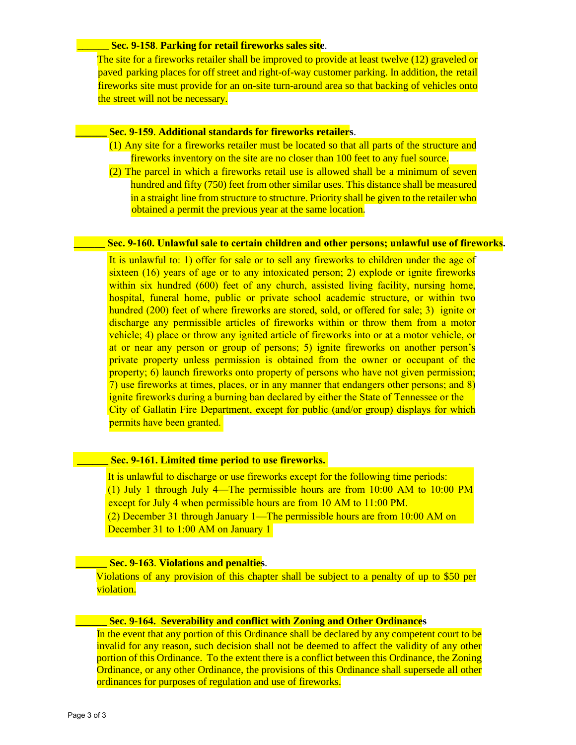**______ Sec. 9-158. Parking for retail fireworks sales site.**

The site for a fireworks retailer shall be improved to provide at least twelve (12) graveled or paved parking places for off street and right-of-way customer parking. In addition, the retail fireworks site must provide for an on-site turn-around area so that backing of vehicles onto the street will not be necessary.

**______ Sec. 9-159. Additional standards for fireworks retailers.**

(1) Any site for a fireworks retailer must be located so that all parts of the structure and fireworks inventory on the site are no closer than 100 feet to any fuel source.

(2) The parcel in which a fireworks retail use is allowed shall be a minimum of seven hundred and fifty (750) feet from other similar uses. This distance shall be measured in a straight line from structure to structure. Priority shall be given to the retailer who obtained a permit the previous year at the same location.

**______ Sec. 9-160. Unlawful sale to certain children and other persons; unlawful use of fireworks.**

It is unlawful to: 1) offer for sale or to sell any fireworks to children under the age of sixteen (16) years of age or to any intoxicated person; 2) explode or ignite fireworks within six hundred (600) feet of any church, assisted living facility, nursing home, hospital, funeral home, public or private school academic structure, or within two hundred (200) feet of where fireworks are stored, sold, or offered for sale; 3) ignite or discharge any permissible articles of fireworks within or throw them from a motor vehicle; 4) place or throw any ignited article of fireworks into or at a motor vehicle, or at or near any person or group of persons; 5) ignite fireworks on another person's private property unless permission is obtained from the owner or occupant of the property; 6) launch fireworks onto property of persons who have not given permission; 7) use fireworks at times, places, or in any manner that endangers other persons; and 8) ignite fireworks during a burning ban declared by either the State of Tennessee or the City of Gallatin Fire Department, except for public (and/or group) displays for which permits have been granted.

**______ Sec. 9-161. Limited time period to use fireworks.**

It is unlawful to discharge or use fireworks except for the following time periods:
(1) July 1 through July 4—The permissible hours are from 10:00 AM to 10:00 PM except for July 4 when permissible hours are from 10 AM to 11:00 PM.
(2) December 31 through January 1—The permissible hours are from 10:00 AM on December 31 to 1:00 AM on January 1

**______ Sec. 9-163. Violations and penalties.**

Violations of any provision of this chapter shall be subject to a penalty of up to $50 per violation.

**______ Sec. 9-164. Severability and conflict with Zoning and Other Ordinances**

In the event that any portion of this Ordinance shall be declared by any competent court to be invalid for any reason, such decision shall not be deemed to affect the validity of any other portion of this Ordinance. To the extent there is a conflict between this Ordinance, the Zoning Ordinance, or any other Ordinance, the provisions of this Ordinance shall supersede all other ordinances for purposes of regulation and use of fireworks.